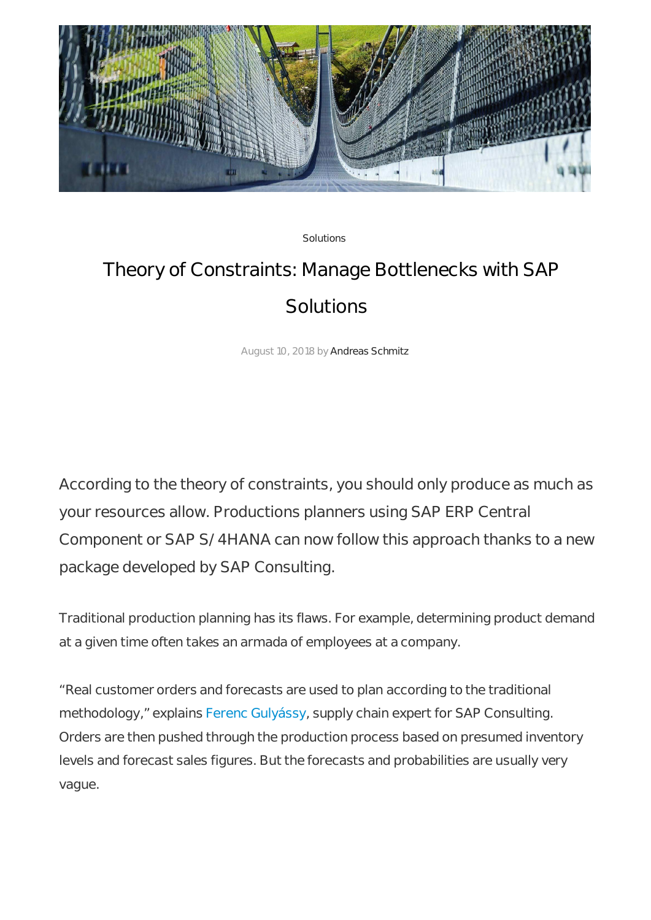Solutions

# Theory of Constraints: Manage Bottlenecks with SAP Solutions

August 10, 2018 by Andreas Schmitz

According to the theory of constraints, you should only produce as much as your resources allow. Productions planners using SAP ERP Central Component or SAP S/4HANA can now follow this approach thanks to a new package developed by SAP Consulting.

Traditional production planning has its flaws. For example, determining product demand at a given time often takes an armada of employees at a company.

"Real customer orders and forecasts are used to plan according to the traditional methodology," explains Ferenc Gulyássy, supply chain expert for SAP Consulting. Orders are then pushed through the production process based on presumed inventory levels and forecast sales figures. But the forecasts and probabilities are usually very vague.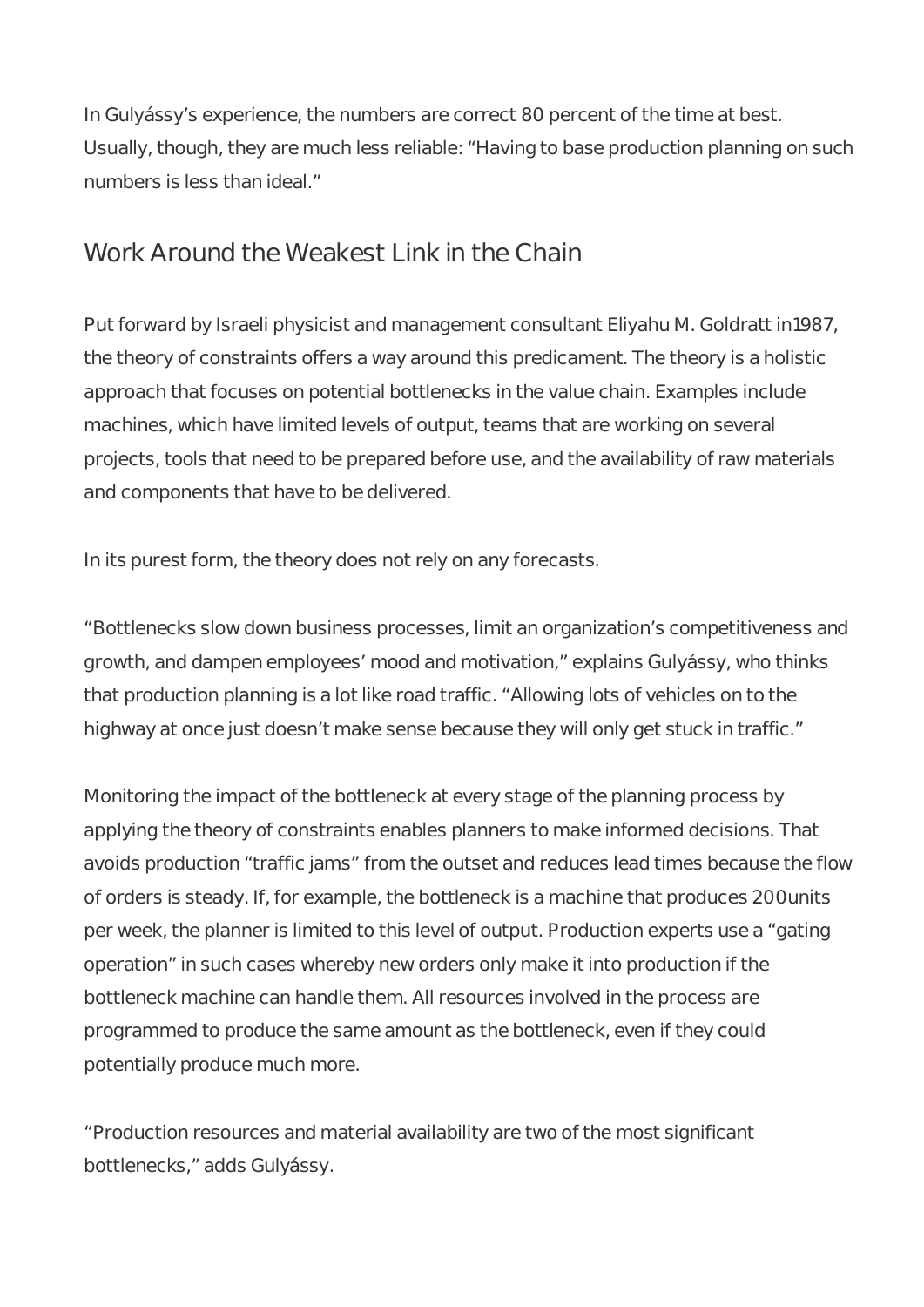In Gulyássy's experience, the numbers are correct 80 percent of the time at best. Usually, though, they are much less reliable: "Having to base production planning on such numbers is less than ideal."

## Work Around the Weakest Link in the Chain

Put forward by Israeli physicist and management consultant Eliyahu M. Goldratt in1987, the theory of constraints offers a way around this predicament. The theory is a holistic approach that focuses on potential bottlenecks in the value chain. Examples include machines, which have limited levels of output, teams that are working on several projects, tools that need to be prepared before use, and the availability of raw materials and components that have to be delivered.

In its purest form, the theory does not rely on any forecasts.

"Bottlenecks slow down business processes, limit an organization's competitiveness and growth, and dampen employees' mood and motivation," explains Gulyássy, who thinks that production planning is a lot like road traffic. "Allowing lots of vehicles on to the highway at once just doesn't make sense because they will only get stuck in traffic."

Monitoring the impact of the bottleneck at every stage of the planning process by applying the theory of constraints enables planners to make informed decisions. That avoids production "traffic jams" from the outset and reduces lead times because the flow of orders is steady. If, for example, the bottleneck is a machine that produces 200units per week, the planner is limited to this level of output. Production experts use a "gating operation" in such cases whereby new orders only make it into production if the bottleneck machine can handle them. All resources involved in the process are programmed to produce the same amount as the bottleneck, even if they could potentially produce much more.

"Production resources and material availability are two of the most significant bottlenecks," adds Gulyássy.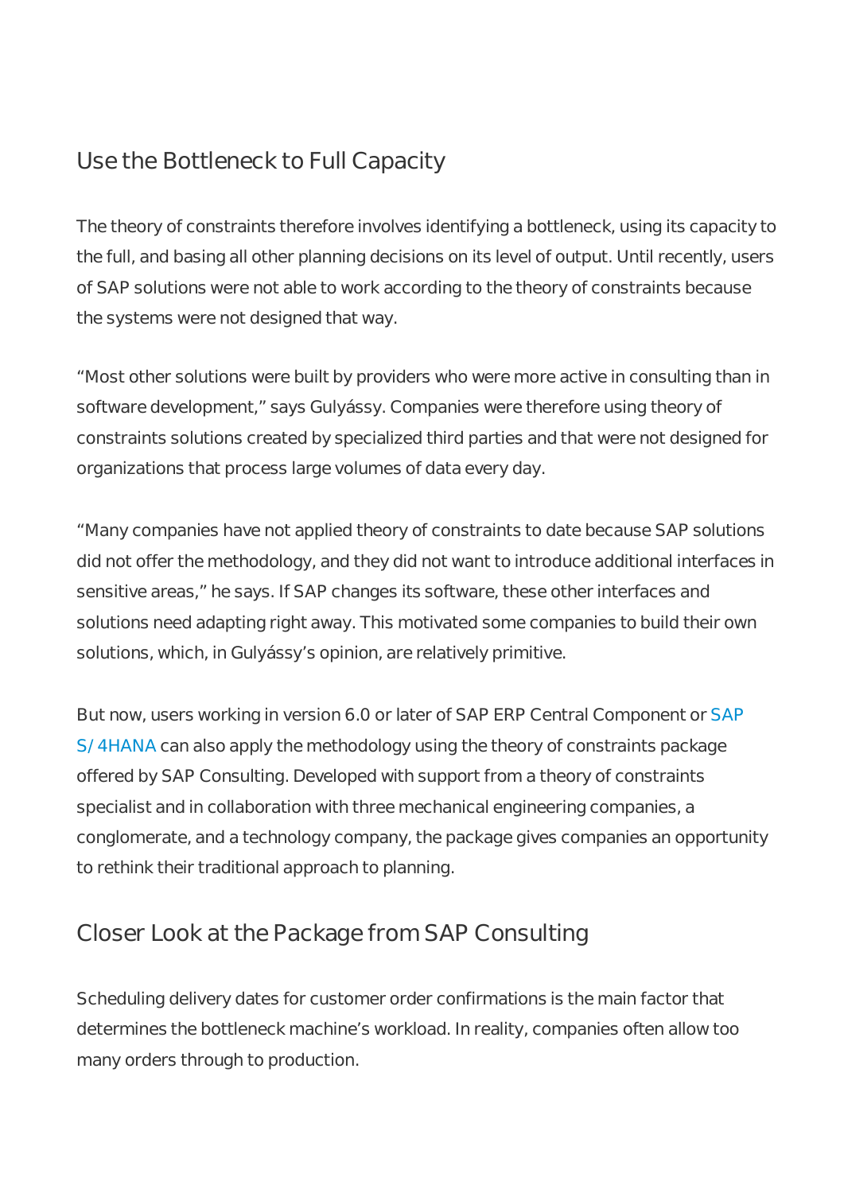## Use the Bottleneck to Full Capacity

The theory of constraints therefore involves identifying a bottleneck, using its capacity to the full, and basing all other planning decisions on its level of output. Until recently, users of SAP solutions were not able to work according to the theory of constraints because the systems were not designed that way.

“Most other solutions were built by providers who were more active in consulting than in software development,” says Gulyássy. Companies were therefore using theory of constraints solutions created by specialized third parties and that were not designed for organizations that process large volumes of data every day.

“Many companies have not applied theory of constraints to date because SAP solutions did not offer the methodology, and they did not want to introduce additional interfaces in sensitive areas,” he says. If SAP changes its software, these other interfaces and solutions need adapting right away. This motivated some companies to build their own solutions, which, in Gulyássy’s opinion, are relatively primitive.

But now, users working in version 6.0 or later of SAP ERP Central Component or SAP S/4HANA can also apply the methodology using the theory of constraints package offered by SAP Consulting. Developed with support from a theory of constraints specialist and in collaboration with three mechanical engineering companies, a conglomerate, and a technology company, the package gives companies an opportunity to rethink their traditional approach to planning.

## Closer Look at the Package from SAP Consulting

Scheduling delivery dates for customer order confirmations is the main factor that determines the bottleneck machine’s workload. In reality, companies often allow too many orders through to production.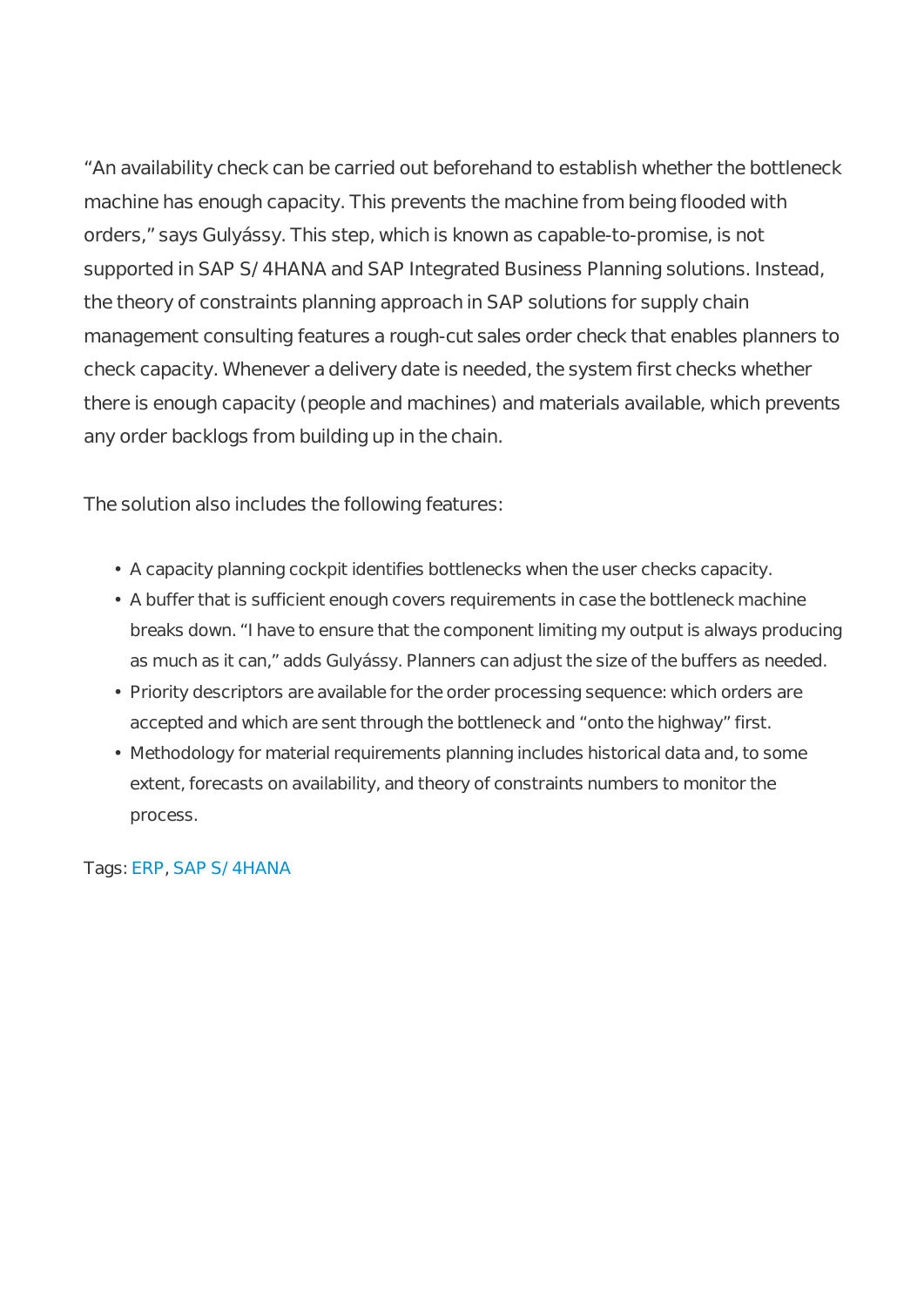"An availability check can be carried out beforehand to establish whether the bottleneck machine has enough capacity. This prevents the machine from being flooded with orders," says Gulyássy. This step, which is known as capable-to-promise, is not supported in SAP S/4HANA and SAP Integrated Business Planning solutions. Instead, the theory of constraints planning approach in SAP solutions for supply chain management consulting features a rough-cut sales order check that enables planners to check capacity. Whenever a delivery date is needed, the system first checks whether there is enough capacity (people and machines) and materials available, which prevents any order backlogs from building up in the chain.

The solution also includes the following features:

- A capacity planning cockpit identifies bottlenecks when the user checks capacity.
- A buffer that is sufficient enough covers requirements in case the bottleneck machine breaks down. "I have to ensure that the component limiting my output is always producing as much as it can," adds Gulyássy. Planners can adjust the size of the buffers as needed.
- Priority descriptors are available for the order processing sequence: which orders are accepted and which are sent through the bottleneck and "onto the highway" first.
- Methodology for material requirements planning includes historical data and, to some extent, forecasts on availability, and theory of constraints numbers to monitor the process.

Tags: ERP, SAP S/4HANA